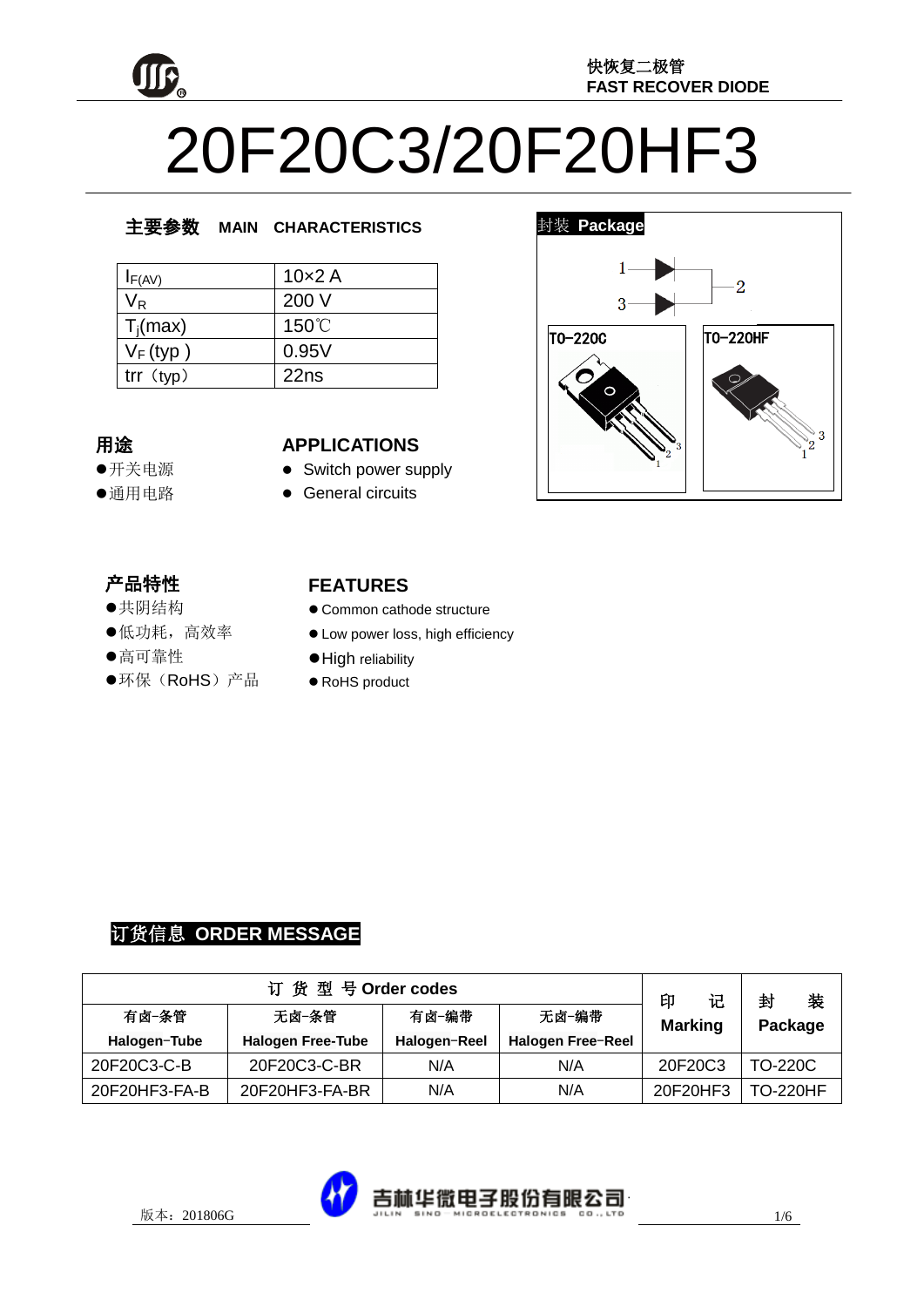快恢复二极管
FAST RECOVER DIODE

# 20F20C3/20F20HF3

## 主要参数 MAIN CHARACTERISTICS

| | |
|---|---|
| $I_{F(AV)}$ | 10×2 A |
| $V_R$ | 200 V |
| $T_j$(max) | 150℃ |
| $V_F$ (typ ) | 0.95V |
| trr（typ） | 22ns |

## 封装 Package

TO-220C　TO-220HF

## 用途

- ●开关电源
- ●通用电路

## APPLICATIONS

- Switch power supply
- General circuits

## 产品特性

- ●共阴结构
- ●低功耗，高效率
- ●高可靠性
- ●环保（RoHS）产品

## FEATURES

- Common cathode structure
- Low power loss, high efficiency
- High reliability
- RoHS product

## 订货信息 ORDER MESSAGE

| 订 货 型 号 Order codes | | | | 印 记 Marking | 封 装 Package |
|---|---|---|---|---|---|
| 有卤-条管 Halogen-Tube | 无卤-条管 Halogen Free-Tube | 有卤-编带 Halogen-Reel | 无卤-编带 Halogen Free-Reel | | |
| 20F20C3-C-B | 20F20C3-C-BR | N/A | N/A | 20F20C3 | TO-220C |
| 20F20HF3-FA-B | 20F20HF3-FA-BR | N/A | N/A | 20F20HF3 | TO-220HF |

版本：201806G

吉林华微电子股份有限公司
JILIN SINO-MICROELECTRONICS CO., LTD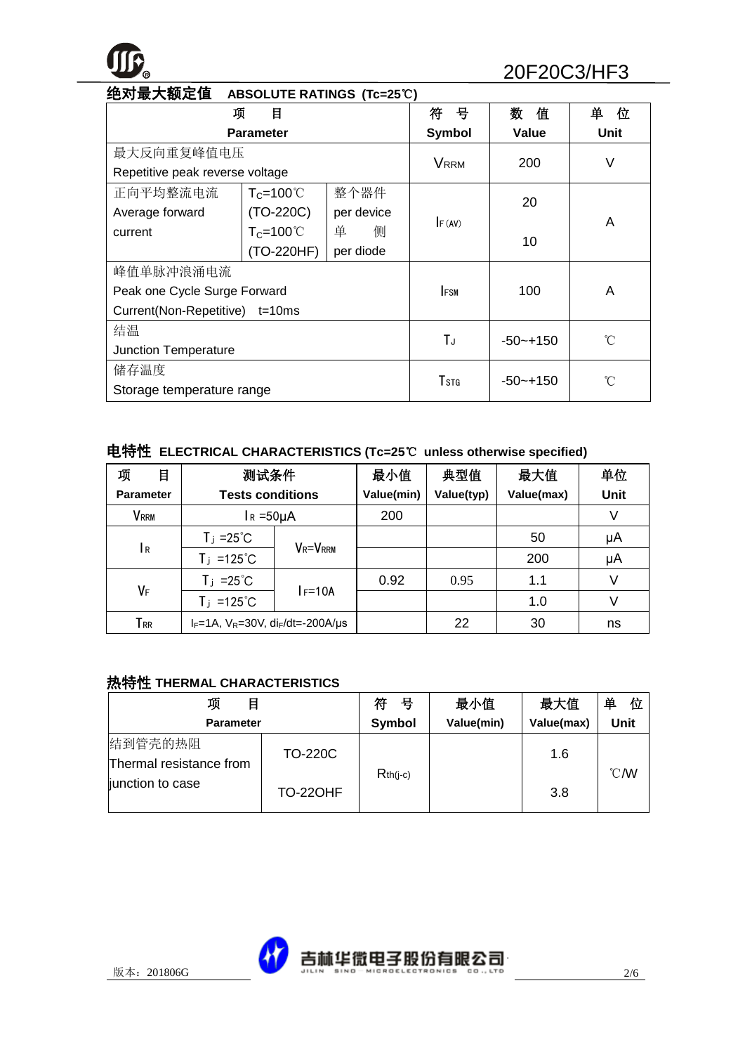## 绝对最大额定值 ABSOLUTE RATINGS (Tc=25℃)

| 项 目<br>Parameter | | | 符 号<br>Symbol | 数 值<br>Value | 单 位<br>Unit |
|---|---|---|---|---|---|
| 最大反向重复峰值电压<br>Repetitive peak reverse voltage | | | $V_{RRM}$ | 200 | V |
| 正向平均整流电流<br>Average forward current | $T_C$=100℃ (TO-220C) | 整个器件 per device | $I_{F(AV)}$ | 20 | A |
| | $T_C$=100℃ (TO-220HF) | 单 侧 per diode | | 10 | |
| 峰值单脉冲浪涌电流<br>Peak one Cycle Surge Forward Current(Non-Repetitive) t=10ms | | | $I_{FSM}$ | 100 | A |
| 结温<br>Junction Temperature | | | $T_J$ | -50~+150 | ℃ |
| 储存温度<br>Storage temperature range | | | $T_{STG}$ | -50~+150 | ℃ |

## 电特性 ELECTRICAL CHARACTERISTICS (Tc=25℃ unless otherwise specified)

| 项 目<br>Parameter | 测试条件<br>Tests conditions | | 最小值<br>Value(min) | 典型值<br>Value(typ) | 最大值<br>Value(max) | 单位<br>Unit |
|---|---|---|---|---|---|---|
| $V_{RRM}$ | $I_R$ =50μA | | 200 | | | V |
| $I_R$ | $T_j$ =25℃ | $V_R$=$V_{RRM}$ | | | 50 | μA |
| | $T_j$ =125℃ | | | | 200 | μA |
| $V_F$ | $T_j$ =25℃ | $I_F$=10A | 0.92 | 0.95 | 1.1 | V |
| | $T_j$ =125℃ | | | | 1.0 | V |
| $T_{RR}$ | $I_F$=1A, $V_R$=30V, $di_F/dt$=-200A/μs | | | 22 | 30 | ns |

## 热特性 THERMAL CHARACTERISTICS

| 项 目<br>Parameter | | 符 号<br>Symbol | 最小值<br>Value(min) | 最大值<br>Value(max) | 单 位<br>Unit |
|---|---|---|---|---|---|
| 结到管壳的热阻<br>Thermal resistance from junction to case | TO-220C | $R_{th(j-c)}$ | | 1.6 | ℃/W |
| | TO-22OHF | | | 3.8 | |

版本：201806G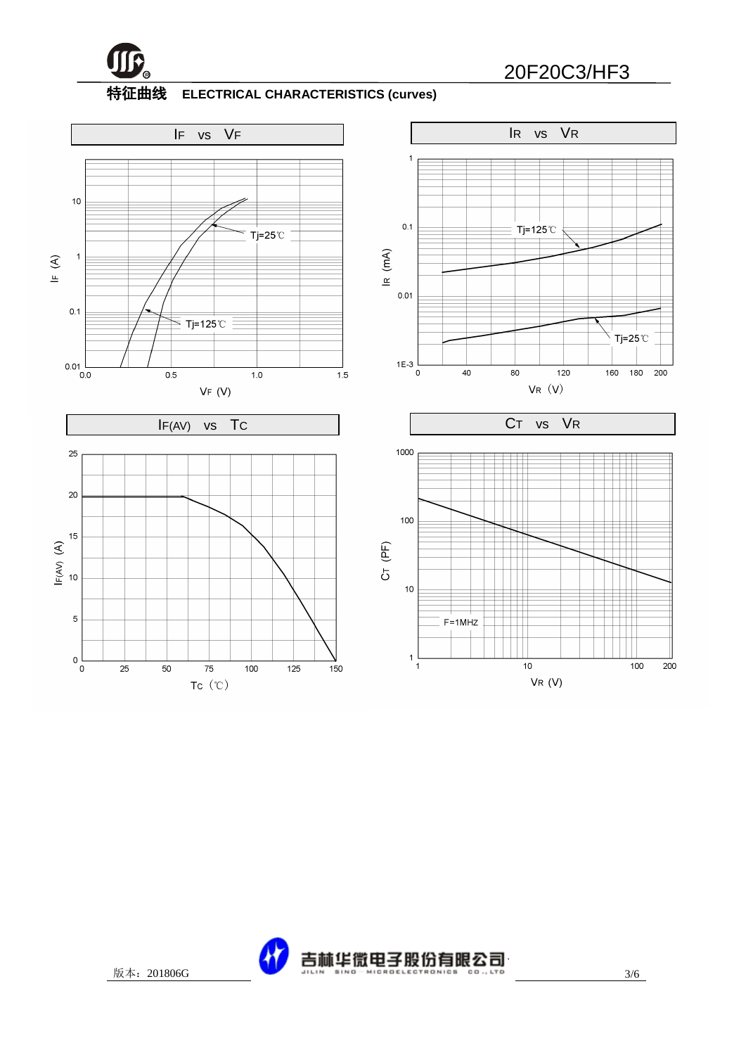## 特征曲线 ELECTRICAL CHARACTERISTICS (curves)

$I_F$ vs $V_F$

Tj=25℃

Tj=125℃

$I_R$ vs $V_R$

Tj=125℃

Tj=25℃

$I_{F(AV)}$ vs $T_C$

$C_T$ vs $V_R$

F=1MHZ

版本：201806G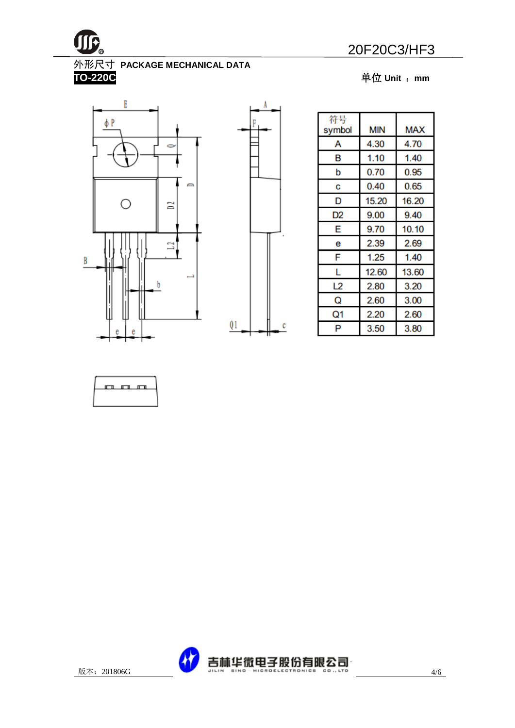## 外形尺寸 PACKAGE MECHANICAL DATA

**TO-220C**

单位 Unit ：mm

| 符号 symbol | MIN | MAX |
|---|---|---|
| A | 4.30 | 4.70 |
| B | 1.10 | 1.40 |
| b | 0.70 | 0.95 |
| c | 0.40 | 0.65 |
| D | 15.20 | 16.20 |
| D2 | 9.00 | 9.40 |
| E | 9.70 | 10.10 |
| e | 2.39 | 2.69 |
| F | 1.25 | 1.40 |
| L | 12.60 | 13.60 |
| L2 | 2.80 | 3.20 |
| Q | 2.60 | 3.00 |
| Q1 | 2.20 | 2.60 |
| P | 3.50 | 3.80 |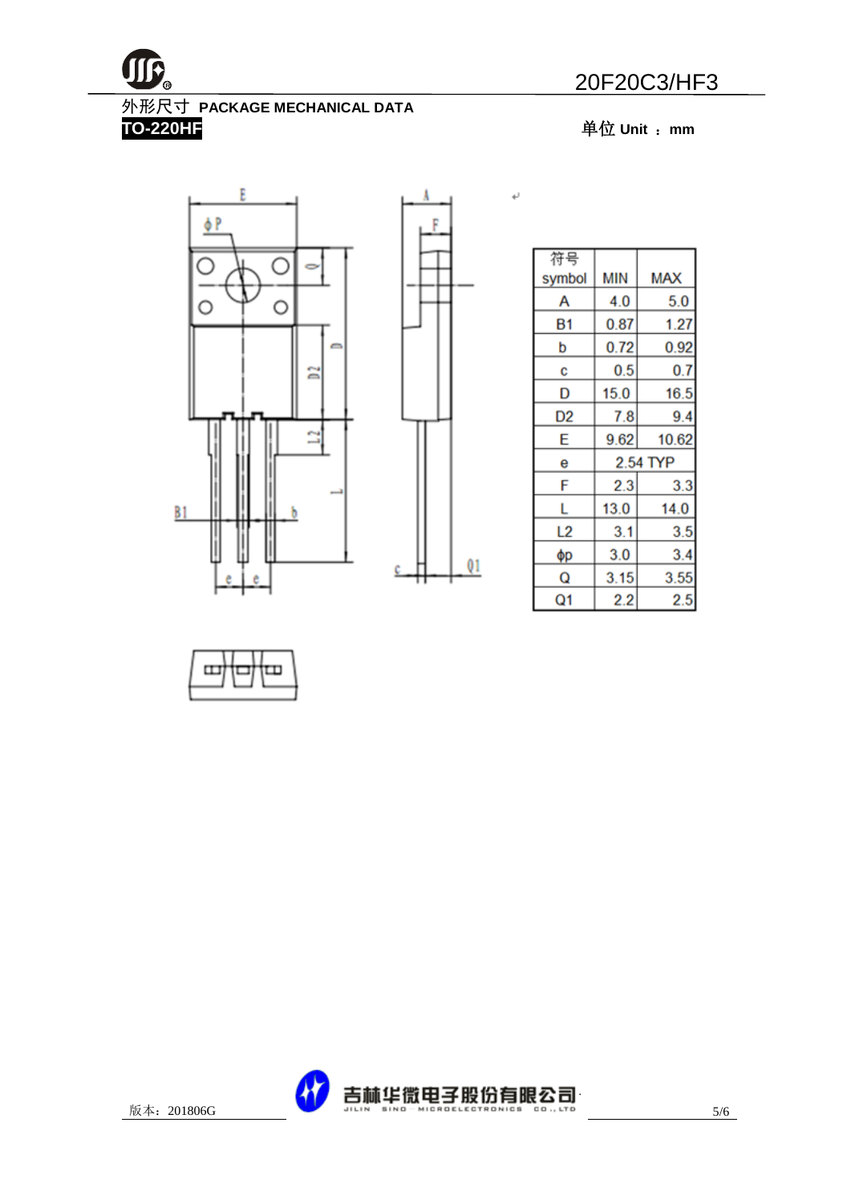## 外形尺寸 PACKAGE MECHANICAL DATA

**TO-220HF**

单位 Unit ：mm

| 符号 symbol | MIN | MAX |
|---|---|---|
| A | 4.0 | 5.0 |
| B1 | 0.87 | 1.27 |
| b | 0.72 | 0.92 |
| c | 0.5 | 0.7 |
| D | 15.0 | 16.5 |
| D2 | 7.8 | 9.4 |
| E | 9.62 | 10.62 |
| e | 2.54 TYP | |
| F | 2.3 | 3.3 |
| L | 13.0 | 14.0 |
| L2 | 3.1 | 3.5 |
| ϕp | 3.0 | 3.4 |
| Q | 3.15 | 3.55 |
| Q1 | 2.2 | 2.5 |

版本：201806G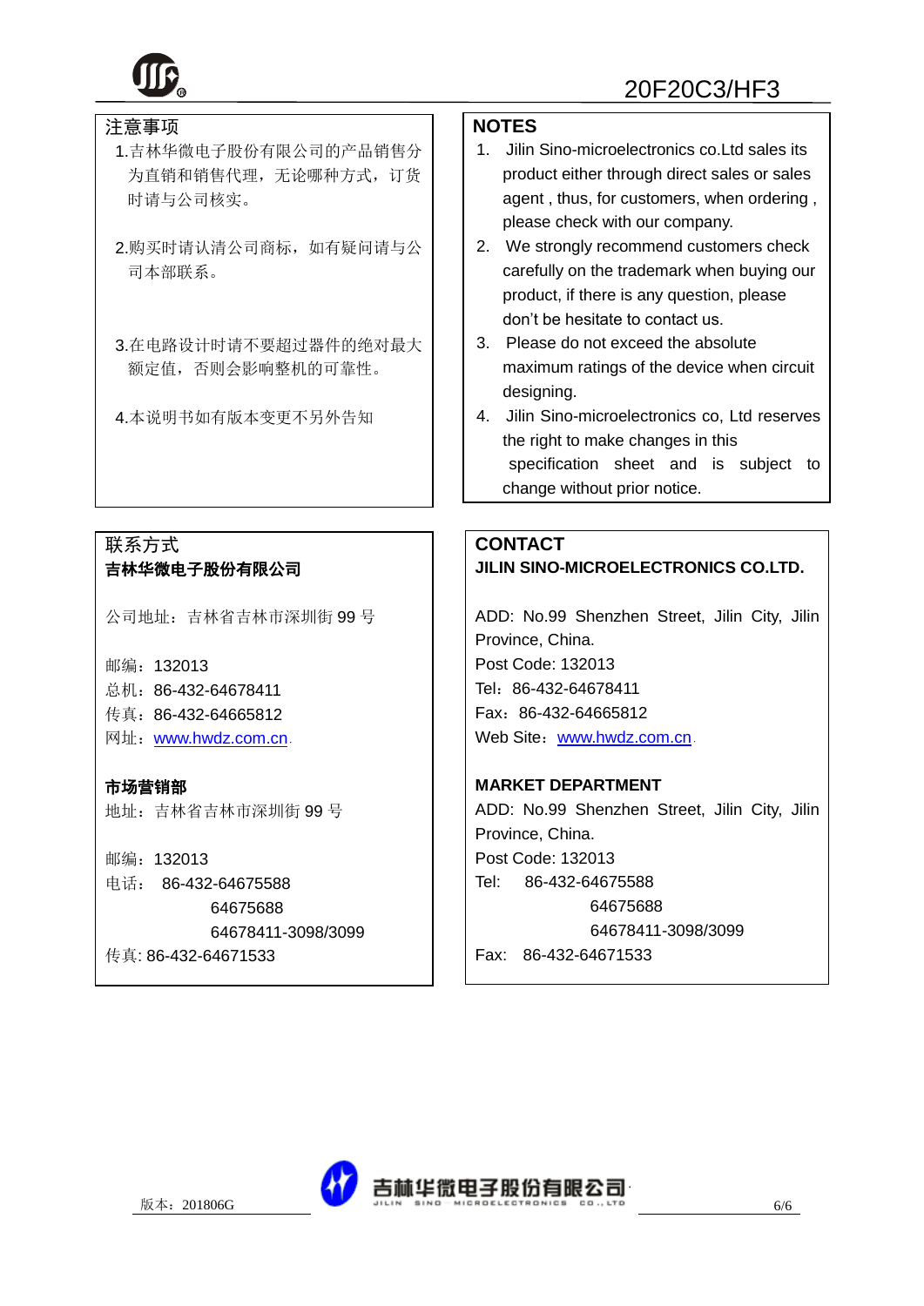## 注意事项

1.吉林华微电子股份有限公司的产品销售分为直销和销售代理，无论哪种方式，订货时请与公司核实。

2.购买时请认清公司商标，如有疑问请与公司本部联系。

3.在电路设计时请不要超过器件的绝对最大额定值，否则会影响整机的可靠性。

4.本说明书如有版本变更不另外告知

## NOTES

1. Jilin Sino-microelectronics co.Ltd sales its product either through direct sales or sales agent , thus, for customers, when ordering , please check with our company.
2. We strongly recommend customers check carefully on the trademark when buying our product, if there is any question, please don't be hesitate to contact us.
3. Please do not exceed the absolute maximum ratings of the device when circuit designing.
4. Jilin Sino-microelectronics co, Ltd reserves the right to make changes in this specification sheet and is subject to change without prior notice.

## 联系方式

**吉林华微电子股份有限公司**

公司地址：吉林省吉林市深圳街 99 号

邮编：132013
总机：86-432-64678411
传真：86-432-64665812
网址：www.hwdz.com.cn

**市场营销部**
地址：吉林省吉林市深圳街 99 号

邮编：132013
电话： 86-432-64675588
64675688
64678411-3098/3099
传真: 86-432-64671533

## CONTACT

**JILIN SINO-MICROELECTRONICS CO.LTD.**

ADD: No.99 Shenzhen Street, Jilin City, Jilin Province, China.
Post Code: 132013
Tel：86-432-64678411
Fax：86-432-64665812
Web Site：www.hwdz.com.cn

**MARKET DEPARTMENT**
ADD: No.99 Shenzhen Street, Jilin City, Jilin Province, China.
Post Code: 132013
Tel: 86-432-64675588
64675688
64678411-3098/3099
Fax: 86-432-64671533

版本：201806G